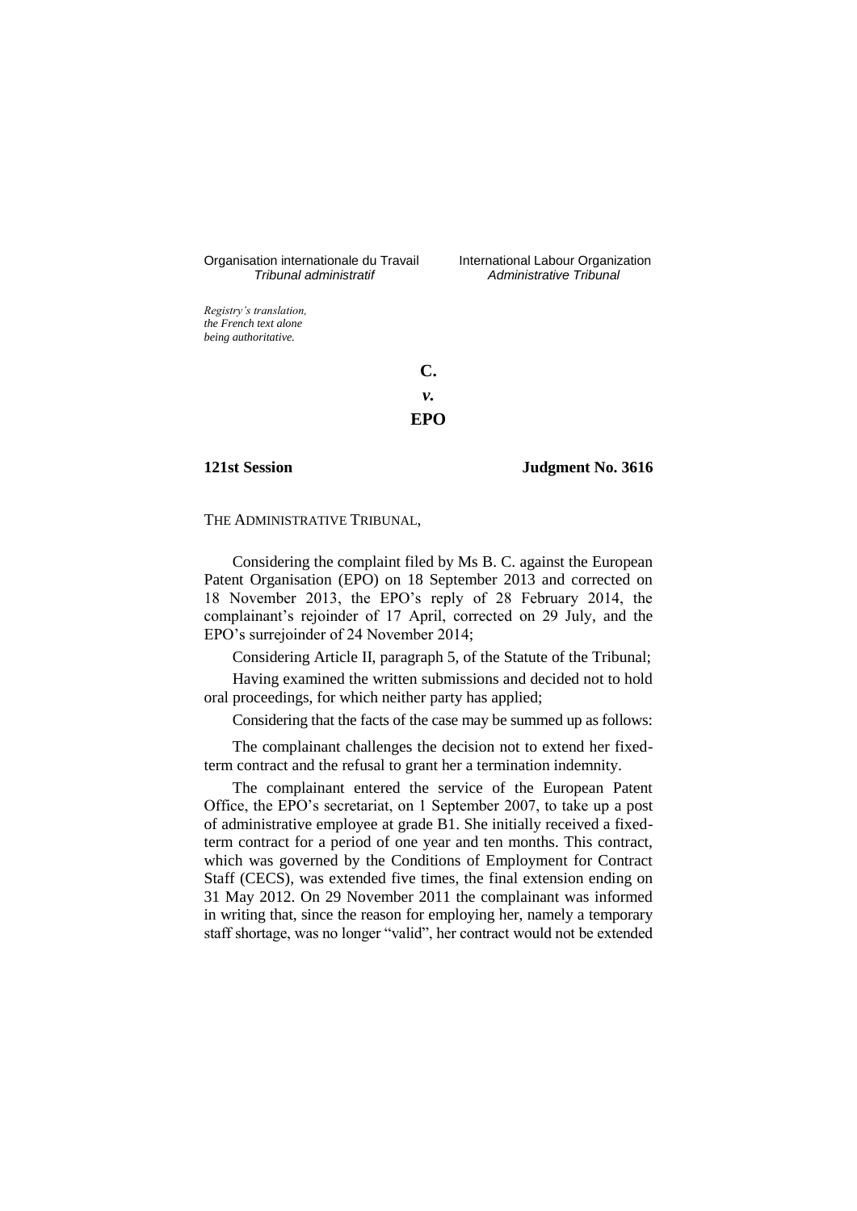Organisation internationale du Travail
*Tribunal administratif*

International Labour Organization
*Administrative Tribunal*

*Registry's translation, the French text alone being authoritative.*

**C.**

***v.***

**EPO**

**121st Session** **Judgment No. 3616**

THE ADMINISTRATIVE TRIBUNAL,

Considering the complaint filed by Ms B. C. against the European Patent Organisation (EPO) on 18 September 2013 and corrected on 18 November 2013, the EPO's reply of 28 February 2014, the complainant's rejoinder of 17 April, corrected on 29 July, and the EPO's surrejoinder of 24 November 2014;

Considering Article II, paragraph 5, of the Statute of the Tribunal;

Having examined the written submissions and decided not to hold oral proceedings, for which neither party has applied;

Considering that the facts of the case may be summed up as follows:

The complainant challenges the decision not to extend her fixed-term contract and the refusal to grant her a termination indemnity.

The complainant entered the service of the European Patent Office, the EPO's secretariat, on 1 September 2007, to take up a post of administrative employee at grade B1. She initially received a fixed-term contract for a period of one year and ten months. This contract, which was governed by the Conditions of Employment for Contract Staff (CECS), was extended five times, the final extension ending on 31 May 2012. On 29 November 2011 the complainant was informed in writing that, since the reason for employing her, namely a temporary staff shortage, was no longer "valid", her contract would not be extended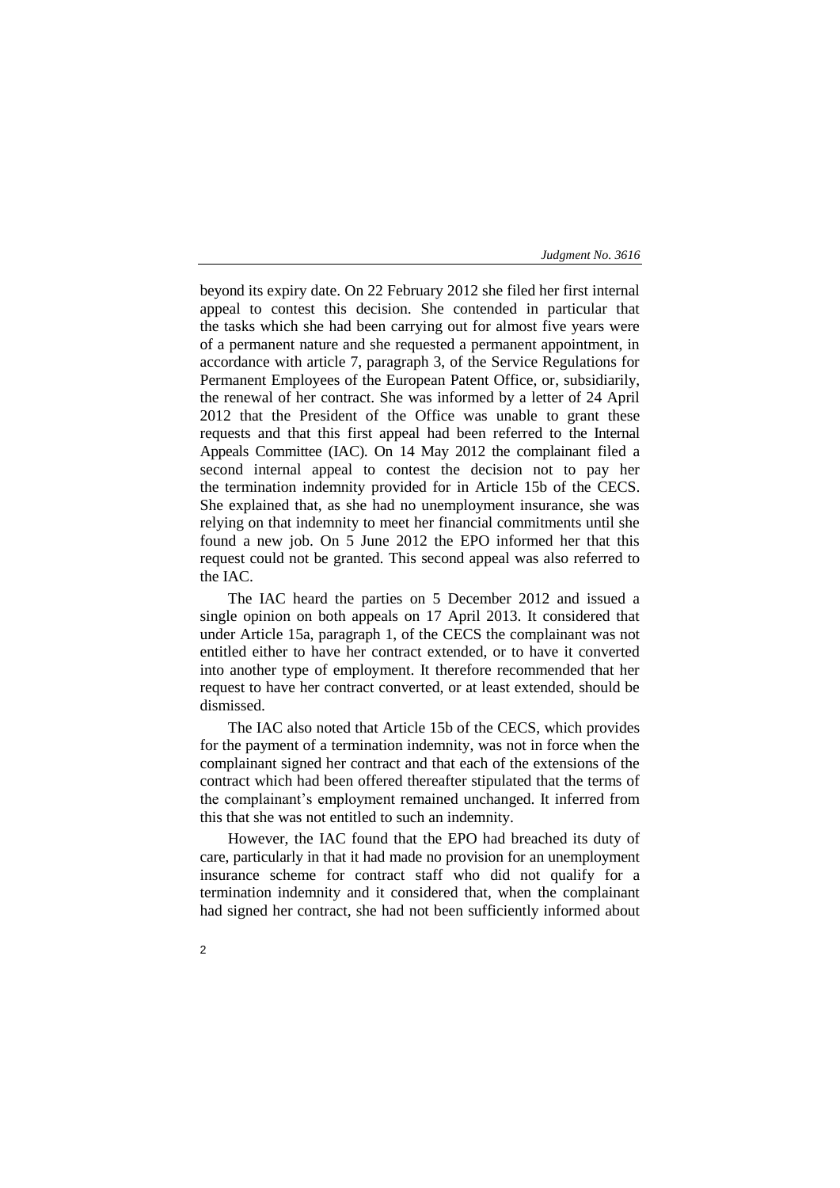beyond its expiry date. On 22 February 2012 she filed her first internal appeal to contest this decision. She contended in particular that the tasks which she had been carrying out for almost five years were of a permanent nature and she requested a permanent appointment, in accordance with article 7, paragraph 3, of the Service Regulations for Permanent Employees of the European Patent Office, or, subsidiarily, the renewal of her contract. She was informed by a letter of 24 April 2012 that the President of the Office was unable to grant these requests and that this first appeal had been referred to the Internal Appeals Committee (IAC). On 14 May 2012 the complainant filed a second internal appeal to contest the decision not to pay her the termination indemnity provided for in Article 15b of the CECS. She explained that, as she had no unemployment insurance, she was relying on that indemnity to meet her financial commitments until she found a new job. On 5 June 2012 the EPO informed her that this request could not be granted. This second appeal was also referred to the IAC.

The IAC heard the parties on 5 December 2012 and issued a single opinion on both appeals on 17 April 2013. It considered that under Article 15a, paragraph 1, of the CECS the complainant was not entitled either to have her contract extended, or to have it converted into another type of employment. It therefore recommended that her request to have her contract converted, or at least extended, should be dismissed.

The IAC also noted that Article 15b of the CECS, which provides for the payment of a termination indemnity, was not in force when the complainant signed her contract and that each of the extensions of the contract which had been offered thereafter stipulated that the terms of the complainant's employment remained unchanged. It inferred from this that she was not entitled to such an indemnity.

However, the IAC found that the EPO had breached its duty of care, particularly in that it had made no provision for an unemployment insurance scheme for contract staff who did not qualify for a termination indemnity and it considered that, when the complainant had signed her contract, she had not been sufficiently informed about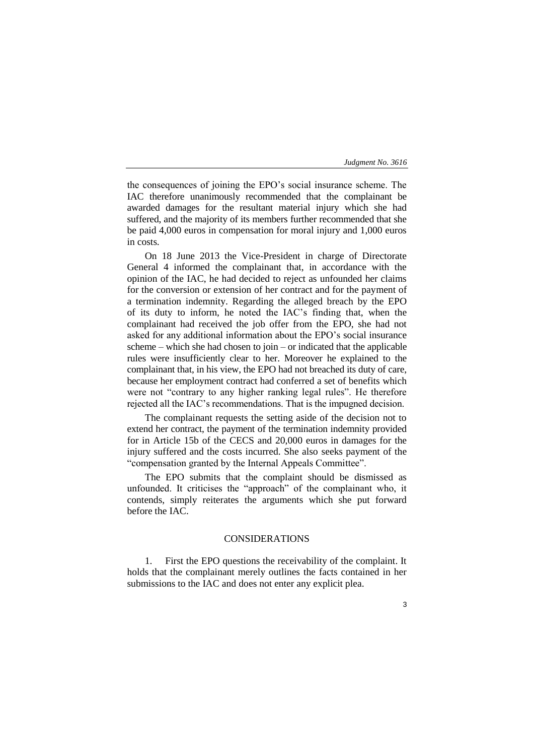the consequences of joining the EPO's social insurance scheme. The IAC therefore unanimously recommended that the complainant be awarded damages for the resultant material injury which she had suffered, and the majority of its members further recommended that she be paid 4,000 euros in compensation for moral injury and 1,000 euros in costs.

On 18 June 2013 the Vice-President in charge of Directorate General 4 informed the complainant that, in accordance with the opinion of the IAC, he had decided to reject as unfounded her claims for the conversion or extension of her contract and for the payment of a termination indemnity. Regarding the alleged breach by the EPO of its duty to inform, he noted the IAC's finding that, when the complainant had received the job offer from the EPO, she had not asked for any additional information about the EPO's social insurance scheme – which she had chosen to join – or indicated that the applicable rules were insufficiently clear to her. Moreover he explained to the complainant that, in his view, the EPO had not breached its duty of care, because her employment contract had conferred a set of benefits which were not "contrary to any higher ranking legal rules". He therefore rejected all the IAC's recommendations. That is the impugned decision.

The complainant requests the setting aside of the decision not to extend her contract, the payment of the termination indemnity provided for in Article 15b of the CECS and 20,000 euros in damages for the injury suffered and the costs incurred. She also seeks payment of the "compensation granted by the Internal Appeals Committee".

The EPO submits that the complaint should be dismissed as unfounded. It criticises the "approach" of the complainant who, it contends, simply reiterates the arguments which she put forward before the IAC.

## CONSIDERATIONS

1. First the EPO questions the receivability of the complaint. It holds that the complainant merely outlines the facts contained in her submissions to the IAC and does not enter any explicit plea.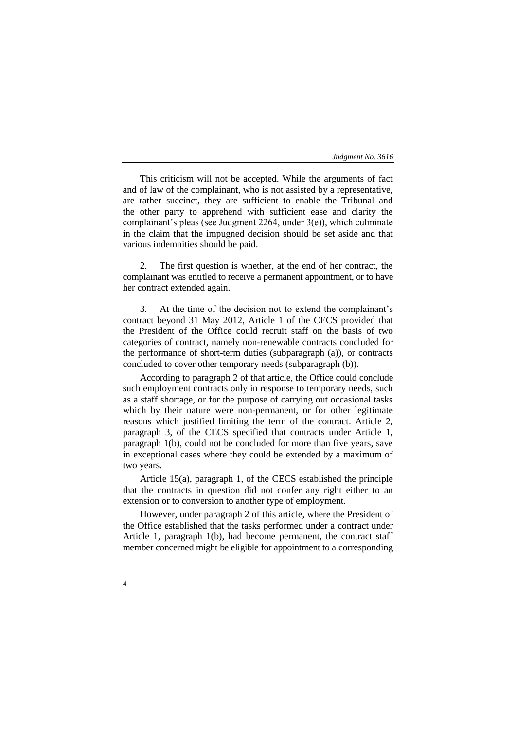This criticism will not be accepted. While the arguments of fact and of law of the complainant, who is not assisted by a representative, are rather succinct, they are sufficient to enable the Tribunal and the other party to apprehend with sufficient ease and clarity the complainant's pleas (see Judgment 2264, under 3(e)), which culminate in the claim that the impugned decision should be set aside and that various indemnities should be paid.

2. The first question is whether, at the end of her contract, the complainant was entitled to receive a permanent appointment, or to have her contract extended again.

3. At the time of the decision not to extend the complainant's contract beyond 31 May 2012, Article 1 of the CECS provided that the President of the Office could recruit staff on the basis of two categories of contract, namely non-renewable contracts concluded for the performance of short-term duties (subparagraph (a)), or contracts concluded to cover other temporary needs (subparagraph (b)).

According to paragraph 2 of that article, the Office could conclude such employment contracts only in response to temporary needs, such as a staff shortage, or for the purpose of carrying out occasional tasks which by their nature were non-permanent, or for other legitimate reasons which justified limiting the term of the contract. Article 2, paragraph 3, of the CECS specified that contracts under Article 1, paragraph 1(b), could not be concluded for more than five years, save in exceptional cases where they could be extended by a maximum of two years.

Article 15(a), paragraph 1, of the CECS established the principle that the contracts in question did not confer any right either to an extension or to conversion to another type of employment.

However, under paragraph 2 of this article, where the President of the Office established that the tasks performed under a contract under Article 1, paragraph 1(b), had become permanent, the contract staff member concerned might be eligible for appointment to a corresponding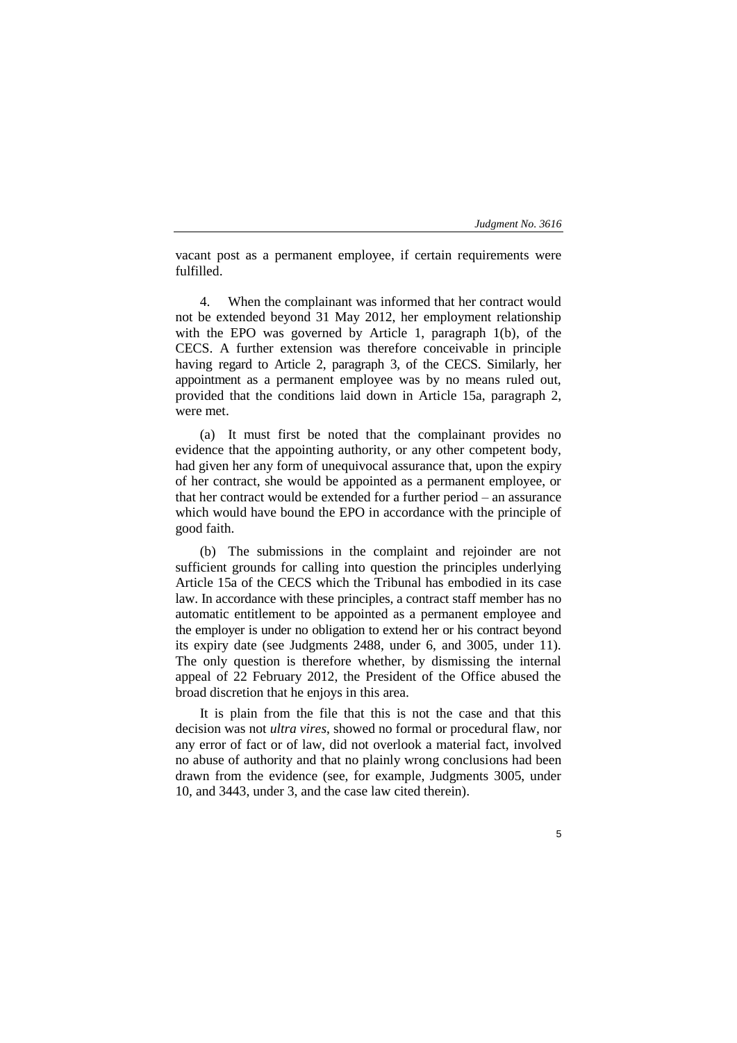vacant post as a permanent employee, if certain requirements were fulfilled.

4. When the complainant was informed that her contract would not be extended beyond 31 May 2012, her employment relationship with the EPO was governed by Article 1, paragraph 1(b), of the CECS. A further extension was therefore conceivable in principle having regard to Article 2, paragraph 3, of the CECS. Similarly, her appointment as a permanent employee was by no means ruled out, provided that the conditions laid down in Article 15a, paragraph 2, were met.

(a) It must first be noted that the complainant provides no evidence that the appointing authority, or any other competent body, had given her any form of unequivocal assurance that, upon the expiry of her contract, she would be appointed as a permanent employee, or that her contract would be extended for a further period – an assurance which would have bound the EPO in accordance with the principle of good faith.

(b) The submissions in the complaint and rejoinder are not sufficient grounds for calling into question the principles underlying Article 15a of the CECS which the Tribunal has embodied in its case law. In accordance with these principles, a contract staff member has no automatic entitlement to be appointed as a permanent employee and the employer is under no obligation to extend her or his contract beyond its expiry date (see Judgments 2488, under 6, and 3005, under 11). The only question is therefore whether, by dismissing the internal appeal of 22 February 2012, the President of the Office abused the broad discretion that he enjoys in this area.

It is plain from the file that this is not the case and that this decision was not *ultra vires*, showed no formal or procedural flaw, nor any error of fact or of law, did not overlook a material fact, involved no abuse of authority and that no plainly wrong conclusions had been drawn from the evidence (see, for example, Judgments 3005, under 10, and 3443, under 3, and the case law cited therein).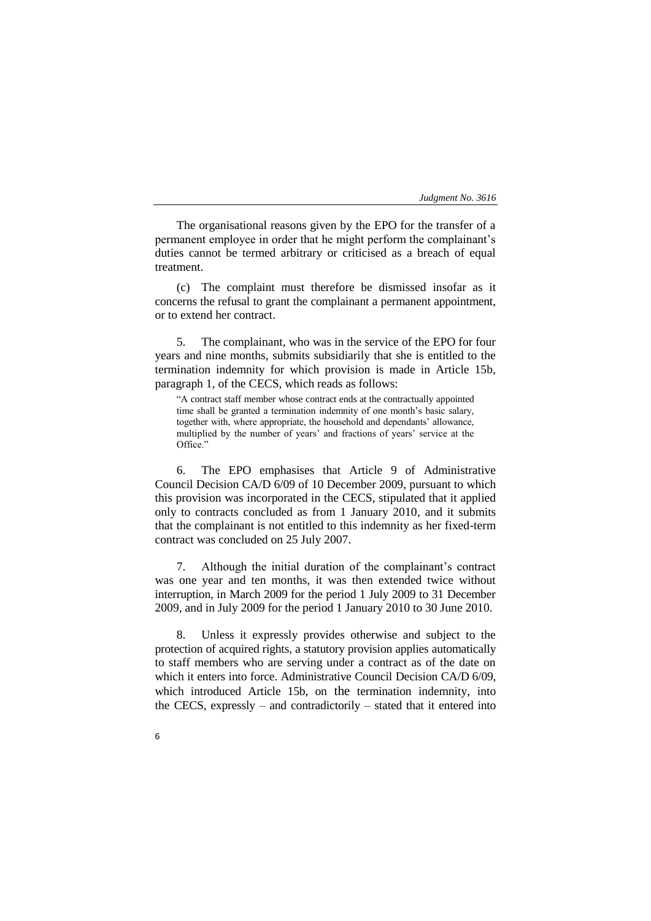The organisational reasons given by the EPO for the transfer of a permanent employee in order that he might perform the complainant's duties cannot be termed arbitrary or criticised as a breach of equal treatment.

(c) The complaint must therefore be dismissed insofar as it concerns the refusal to grant the complainant a permanent appointment, or to extend her contract.

5. The complainant, who was in the service of the EPO for four years and nine months, submits subsidiarily that she is entitled to the termination indemnity for which provision is made in Article 15b, paragraph 1, of the CECS, which reads as follows:

> "A contract staff member whose contract ends at the contractually appointed time shall be granted a termination indemnity of one month's basic salary, together with, where appropriate, the household and dependants' allowance, multiplied by the number of years' and fractions of years' service at the Office."

6. The EPO emphasises that Article 9 of Administrative Council Decision CA/D 6/09 of 10 December 2009, pursuant to which this provision was incorporated in the CECS, stipulated that it applied only to contracts concluded as from 1 January 2010, and it submits that the complainant is not entitled to this indemnity as her fixed-term contract was concluded on 25 July 2007.

7. Although the initial duration of the complainant's contract was one year and ten months, it was then extended twice without interruption, in March 2009 for the period 1 July 2009 to 31 December 2009, and in July 2009 for the period 1 January 2010 to 30 June 2010.

8. Unless it expressly provides otherwise and subject to the protection of acquired rights, a statutory provision applies automatically to staff members who are serving under a contract as of the date on which it enters into force. Administrative Council Decision CA/D 6/09, which introduced Article 15b, on the termination indemnity, into the CECS, expressly – and contradictorily – stated that it entered into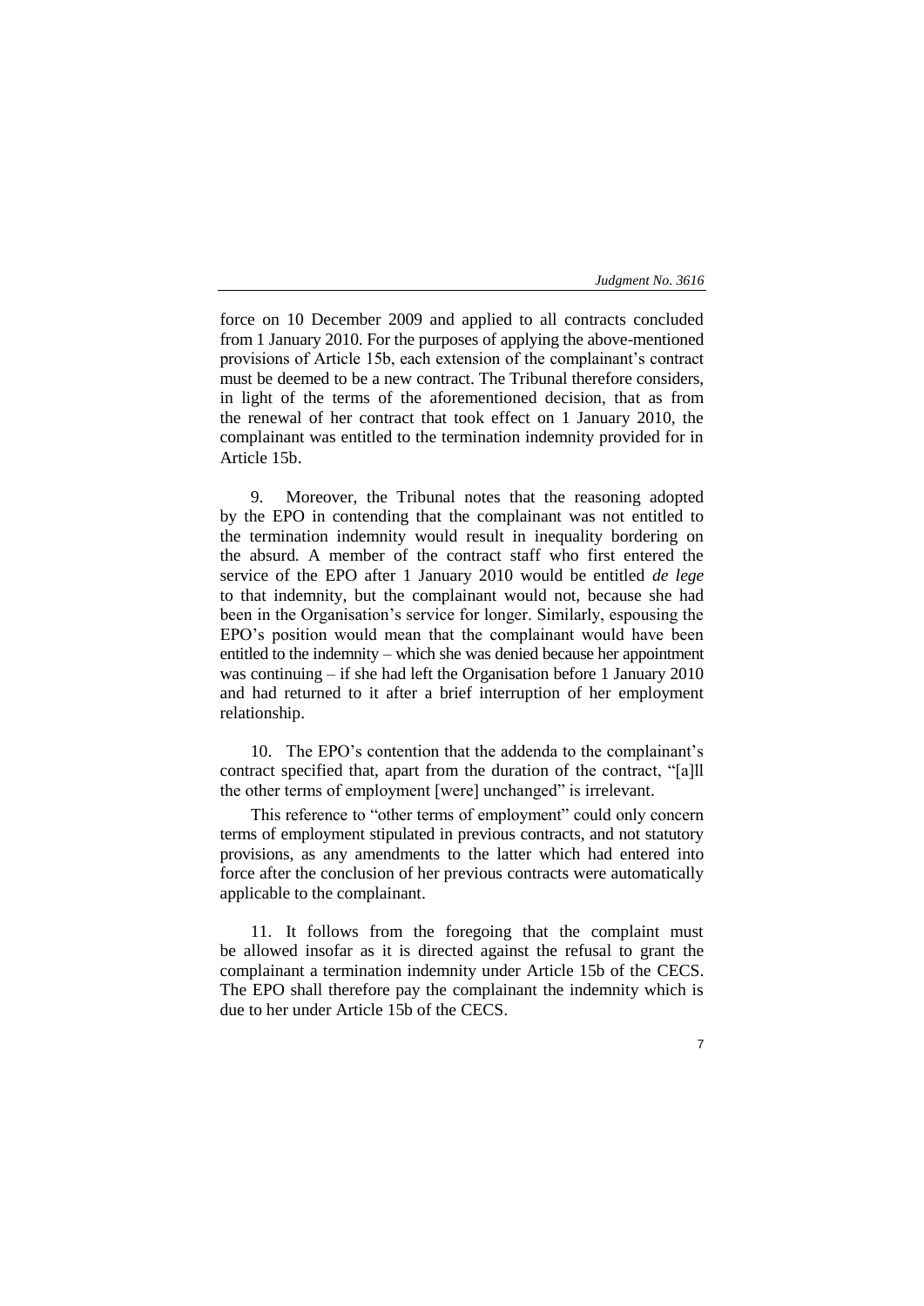force on 10 December 2009 and applied to all contracts concluded from 1 January 2010. For the purposes of applying the above-mentioned provisions of Article 15b, each extension of the complainant's contract must be deemed to be a new contract. The Tribunal therefore considers, in light of the terms of the aforementioned decision, that as from the renewal of her contract that took effect on 1 January 2010, the complainant was entitled to the termination indemnity provided for in Article 15b.

9. Moreover, the Tribunal notes that the reasoning adopted by the EPO in contending that the complainant was not entitled to the termination indemnity would result in inequality bordering on the absurd. A member of the contract staff who first entered the service of the EPO after 1 January 2010 would be entitled *de lege* to that indemnity, but the complainant would not, because she had been in the Organisation's service for longer. Similarly, espousing the EPO's position would mean that the complainant would have been entitled to the indemnity – which she was denied because her appointment was continuing – if she had left the Organisation before 1 January 2010 and had returned to it after a brief interruption of her employment relationship.

10. The EPO's contention that the addenda to the complainant's contract specified that, apart from the duration of the contract, "[a]ll the other terms of employment [were] unchanged" is irrelevant.

This reference to "other terms of employment" could only concern terms of employment stipulated in previous contracts, and not statutory provisions, as any amendments to the latter which had entered into force after the conclusion of her previous contracts were automatically applicable to the complainant.

11. It follows from the foregoing that the complaint must be allowed insofar as it is directed against the refusal to grant the complainant a termination indemnity under Article 15b of the CECS. The EPO shall therefore pay the complainant the indemnity which is due to her under Article 15b of the CECS.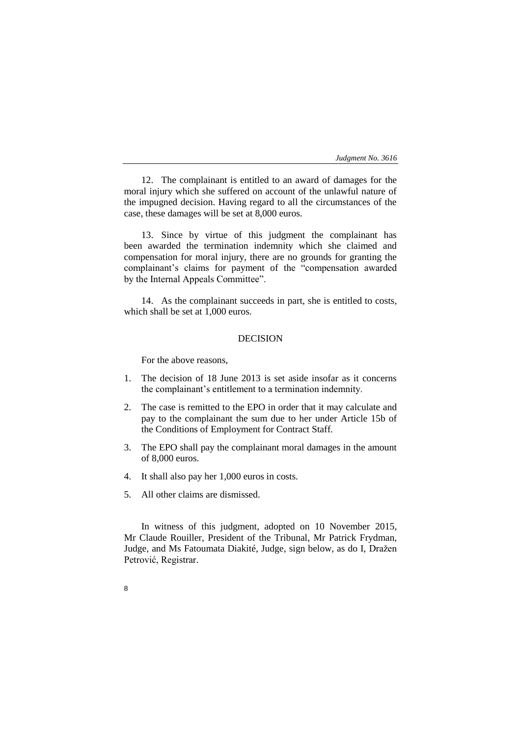12. The complainant is entitled to an award of damages for the moral injury which she suffered on account of the unlawful nature of the impugned decision. Having regard to all the circumstances of the case, these damages will be set at 8,000 euros.

13. Since by virtue of this judgment the complainant has been awarded the termination indemnity which she claimed and compensation for moral injury, there are no grounds for granting the complainant's claims for payment of the "compensation awarded by the Internal Appeals Committee".

14. As the complainant succeeds in part, she is entitled to costs, which shall be set at 1,000 euros.

## DECISION

For the above reasons,

1. The decision of 18 June 2013 is set aside insofar as it concerns the complainant's entitlement to a termination indemnity.
2. The case is remitted to the EPO in order that it may calculate and pay to the complainant the sum due to her under Article 15b of the Conditions of Employment for Contract Staff.
3. The EPO shall pay the complainant moral damages in the amount of 8,000 euros.
4. It shall also pay her 1,000 euros in costs.
5. All other claims are dismissed.

In witness of this judgment, adopted on 10 November 2015, Mr Claude Rouiller, President of the Tribunal, Mr Patrick Frydman, Judge, and Ms Fatoumata Diakité, Judge, sign below, as do I, Dražen Petrović, Registrar.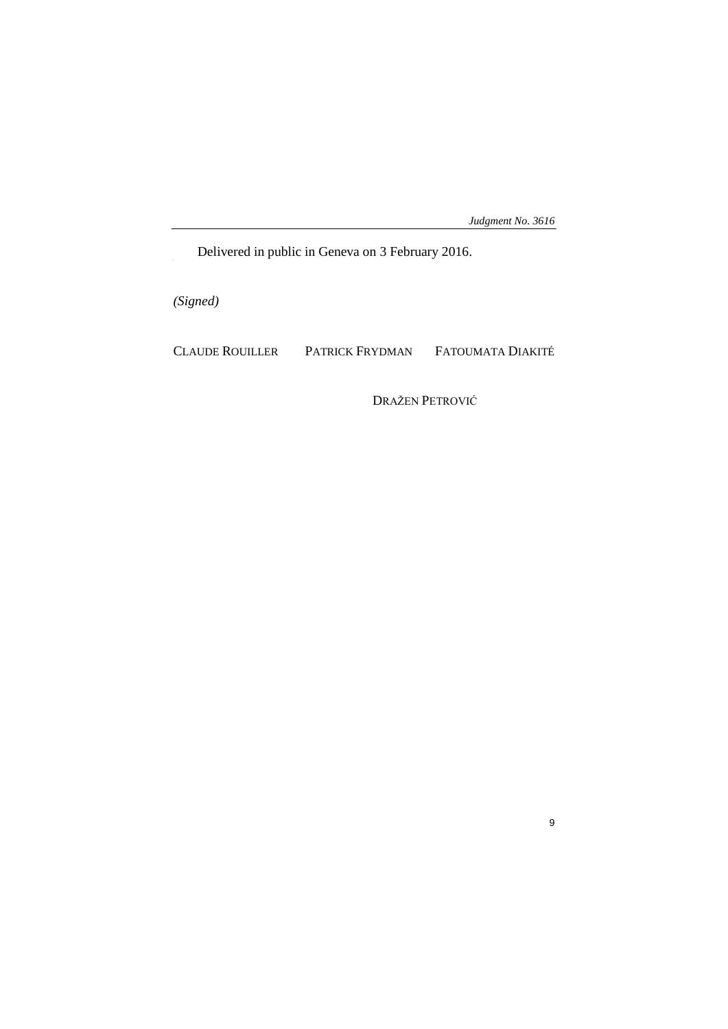Delivered in public in Geneva on 3 February 2016.

*(Signed)*

CLAUDE ROUILLER PATRICK FRYDMAN FATOUMATA DIAKITÉ

DRAŽEN PETROVIĆ